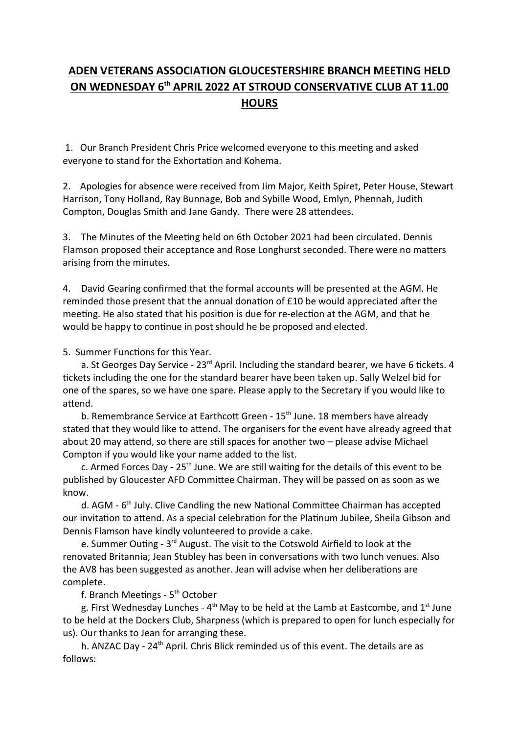# ADEN VETERANS ASSOCIATION GLOUCESTERSHIRE BRANCH MEETING HELD ON WEDNESDAY 6th APRIL 2022 AT STROUD CONSERVATIVE CLUB AT 11.00 HOURS

1. Our Branch President Chris Price welcomed everyone to this meeting and asked everyone to stand for the Exhortation and Kohema.

2. Apologies for absence were received from Jim Major, Keith Spiret, Peter House, Stewart Harrison, Tony Holland, Ray Bunnage, Bob and Sybille Wood, Emlyn, Phennah, Judith Compton, Douglas Smith and Jane Gandy. There were 28 attendees.

3. The Minutes of the Meeting held on 6th October 2021 had been circulated. Dennis Flamson proposed their acceptance and Rose Longhurst seconded. There were no matters arising from the minutes.

4. David Gearing confirmed that the formal accounts will be presented at the AGM. He reminded those present that the annual donation of £10 be would appreciated after the meeting. He also stated that his position is due for re-election at the AGM, and that he would be happy to continue in post should he be proposed and elected.

5. Summer Functions for this Year.

a. St Georges Day Service - 23rd April. Including the standard bearer, we have 6 tickets. 4 tickets including the one for the standard bearer have been taken up. Sally Welzel bid for one of the spares, so we have one spare. Please apply to the Secretary if you would like to attend.

b. Remembrance Service at Earthcott Green - 15th June. 18 members have already stated that they would like to attend. The organisers for the event have already agreed that about 20 may attend, so there are still spaces for another two – please advise Michael Compton if you would like your name added to the list.

c. Armed Forces Day - 25th June. We are still waiting for the details of this event to be published by Gloucester AFD Committee Chairman. They will be passed on as soon as we know.

d. AGM - 6th July. Clive Candling the new National Committee Chairman has accepted our invitation to attend. As a special celebration for the Platinum Jubilee, Sheila Gibson and Dennis Flamson have kindly volunteered to provide a cake.

e. Summer Outing - 3rd August. The visit to the Cotswold Airfield to look at the renovated Britannia; Jean Stubley has been in conversations with two lunch venues. Also the AV8 has been suggested as another. Jean will advise when her deliberations are complete.

f. Branch Meetings - 5th October

g. First Wednesday Lunches - 4th May to be held at the Lamb at Eastcombe, and 1st June to be held at the Dockers Club, Sharpness (which is prepared to open for lunch especially for us). Our thanks to Jean for arranging these.

h. ANZAC Day - 24th April. Chris Blick reminded us of this event. The details are as follows: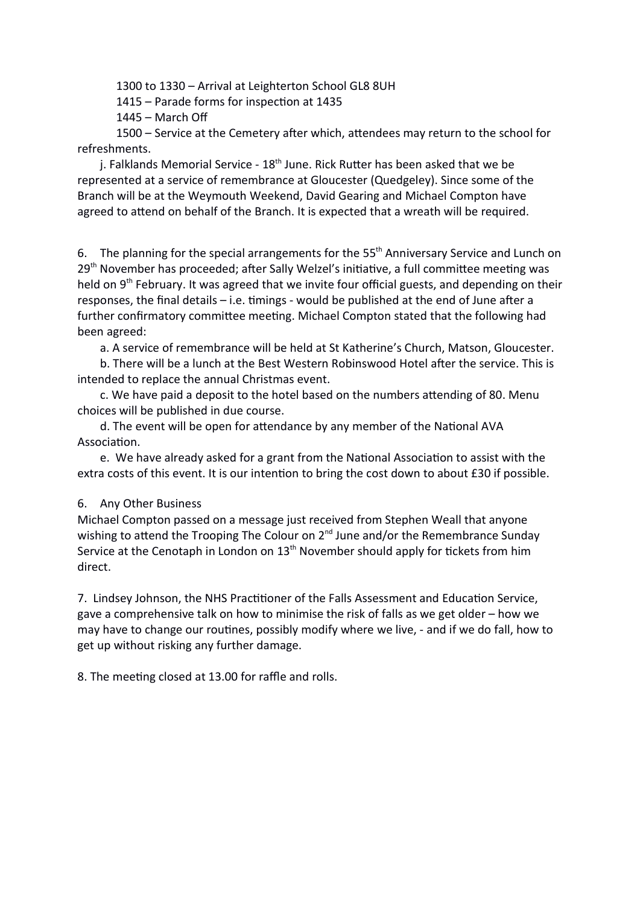1300 to 1330 – Arrival at Leighterton School GL8 8UH

1415 – Parade forms for inspection at 1435

1445 – March Off

1500 – Service at the Cemetery after which, attendees may return to the school for refreshments.

j. Falklands Memorial Service - 18th June. Rick Rutter has been asked that we be represented at a service of remembrance at Gloucester (Quedgeley). Since some of the Branch will be at the Weymouth Weekend, David Gearing and Michael Compton have agreed to attend on behalf of the Branch. It is expected that a wreath will be required.

6. The planning for the special arrangements for the 55th Anniversary Service and Lunch on 29th November has proceeded; after Sally Welzel's initiative, a full committee meeting was held on 9th February. It was agreed that we invite four official guests, and depending on their responses, the final details – i.e. timings - would be published at the end of June after a further confirmatory committee meeting. Michael Compton stated that the following had been agreed:

a. A service of remembrance will be held at St Katherine's Church, Matson, Gloucester.

b. There will be a lunch at the Best Western Robinswood Hotel after the service. This is intended to replace the annual Christmas event.

c. We have paid a deposit to the hotel based on the numbers attending of 80. Menu choices will be published in due course.

d. The event will be open for attendance by any member of the National AVA Association.

e. We have already asked for a grant from the National Association to assist with the extra costs of this event. It is our intention to bring the cost down to about £30 if possible.

6. Any Other Business

Michael Compton passed on a message just received from Stephen Weall that anyone wishing to attend the Trooping The Colour on 2nd June and/or the Remembrance Sunday Service at the Cenotaph in London on 13th November should apply for tickets from him direct.

7. Lindsey Johnson, the NHS Practitioner of the Falls Assessment and Education Service, gave a comprehensive talk on how to minimise the risk of falls as we get older – how we may have to change our routines, possibly modify where we live, - and if we do fall, how to get up without risking any further damage.

8. The meeting closed at 13.00 for raffle and rolls.